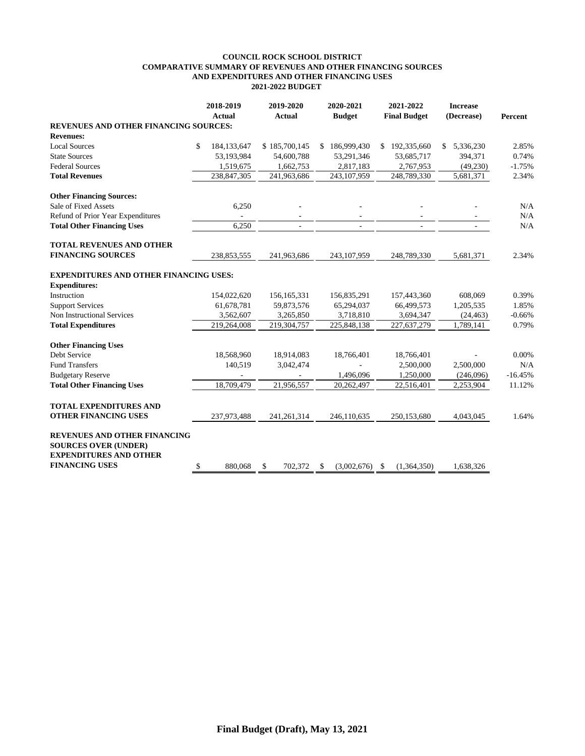# COUNCIL ROCK SCHOOL DISTRICT
## COMPARATIVE SUMMARY OF REVENUES AND OTHER FINANCING SOURCES AND EXPENDITURES AND OTHER FINANCING USES
## 2021-2022 BUDGET

| | 2018-2019 Actual | 2019-2020 Actual | 2020-2021 Budget | 2021-2022 Final Budget | Increase (Decrease) | Percent |
|---|---|---|---|---|---|---|
| **REVENUES AND OTHER FINANCING SOURCES:** | | | | | | |
| **Revenues:** | | | | | | |
| Local Sources | $ 184,133,647 | $ 185,700,145 | $ 186,999,430 | $ 192,335,660 | $ 5,336,230 | 2.85% |
| State Sources | 53,193,984 | 54,600,788 | 53,291,346 | 53,685,717 | 394,371 | 0.74% |
| Federal Sources | 1,519,675 | 1,662,753 | 2,817,183 | 2,767,953 | (49,230) | -1.75% |
| **Total Revenues** | 238,847,305 | 241,963,686 | 243,107,959 | 248,789,330 | 5,681,371 | 2.34% |
| **Other Financing Sources:** | | | | | | |
| Sale of Fixed Assets | 6,250 | - | - | - | - | N/A |
| Refund of Prior Year Expenditures | - | - | - | - | - | N/A |
| **Total Other Financing Uses** | 6,250 | - | - | - | - | N/A |
| **TOTAL REVENUES AND OTHER FINANCING SOURCES** | 238,853,555 | 241,963,686 | 243,107,959 | 248,789,330 | 5,681,371 | 2.34% |
| **EXPENDITURES AND OTHER FINANCING USES:** | | | | | | |
| **Expenditures:** | | | | | | |
| Instruction | 154,022,620 | 156,165,331 | 156,835,291 | 157,443,360 | 608,069 | 0.39% |
| Support Services | 61,678,781 | 59,873,576 | 65,294,037 | 66,499,573 | 1,205,535 | 1.85% |
| Non Instructional Services | 3,562,607 | 3,265,850 | 3,718,810 | 3,694,347 | (24,463) | -0.66% |
| **Total Expenditures** | 219,264,008 | 219,304,757 | 225,848,138 | 227,637,279 | 1,789,141 | 0.79% |
| **Other Financing Uses** | | | | | | |
| Debt Service | 18,568,960 | 18,914,083 | 18,766,401 | 18,766,401 | - | 0.00% |
| Fund Transfers | 140,519 | 3,042,474 | - | 2,500,000 | 2,500,000 | N/A |
| Budgetary Reserve | - | - | 1,496,096 | 1,250,000 | (246,096) | -16.45% |
| **Total Other Financing Uses** | 18,709,479 | 21,956,557 | 20,262,497 | 22,516,401 | 2,253,904 | 11.12% |
| **TOTAL EXPENDITURES AND OTHER FINANCING USES** | 237,973,488 | 241,261,314 | 246,110,635 | 250,153,680 | 4,043,045 | 1.64% |
| **REVENUES AND OTHER FINANCING SOURCES OVER (UNDER) EXPENDITURES AND OTHER FINANCING USES** | $ 880,068 | $ 702,372 | $ (3,002,676) | $ (1,364,350) | 1,638,326 | |

**Final Budget (Draft), May 13, 2021**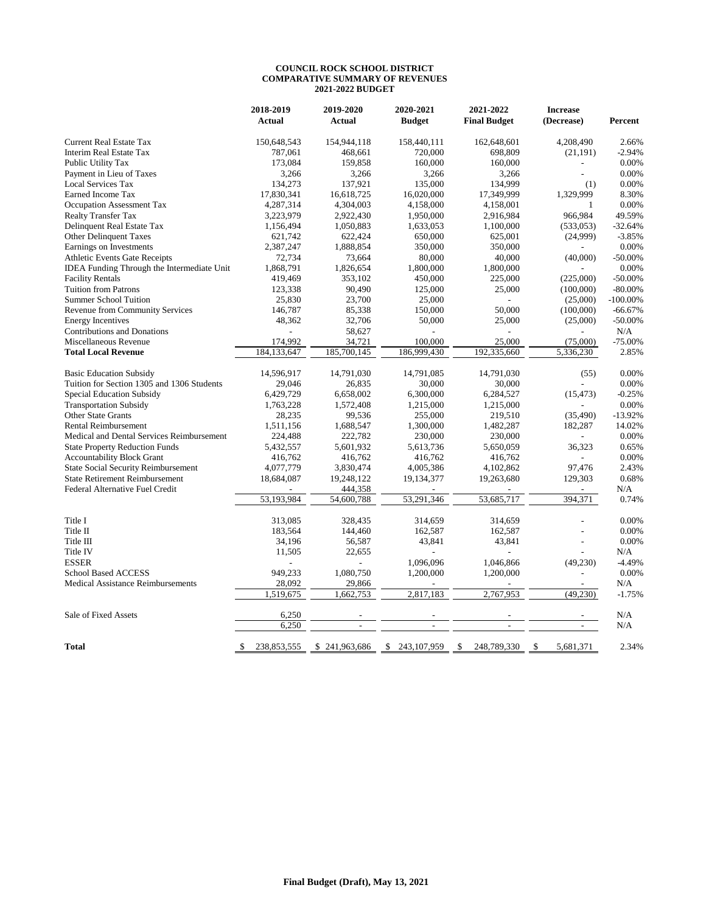**COUNCIL ROCK SCHOOL DISTRICT**
**COMPARATIVE SUMMARY OF REVENUES**
**2021-2022 BUDGET**

| | 2018-2019 Actual | 2019-2020 Actual | 2020-2021 Budget | 2021-2022 Final Budget | Increase (Decrease) | Percent |
|---|---|---|---|---|---|---|
| Current Real Estate Tax | 150,648,543 | 154,944,118 | 158,440,111 | 162,648,601 | 4,208,490 | 2.66% |
| Interim Real Estate Tax | 787,061 | 468,661 | 720,000 | 698,809 | (21,191) | -2.94% |
| Public Utility Tax | 173,084 | 159,858 | 160,000 | 160,000 | - | 0.00% |
| Payment in Lieu of Taxes | 3,266 | 3,266 | 3,266 | 3,266 | - | 0.00% |
| Local Services Tax | 134,273 | 137,921 | 135,000 | 134,999 | (1) | 0.00% |
| Earned Income Tax | 17,830,341 | 16,618,725 | 16,020,000 | 17,349,999 | 1,329,999 | 8.30% |
| Occupation Assessment Tax | 4,287,314 | 4,304,003 | 4,158,000 | 4,158,001 | 1 | 0.00% |
| Realty Transfer Tax | 3,223,979 | 2,922,430 | 1,950,000 | 2,916,984 | 966,984 | 49.59% |
| Delinquent Real Estate Tax | 1,156,494 | 1,050,883 | 1,633,053 | 1,100,000 | (533,053) | -32.64% |
| Other Delinquent Taxes | 621,742 | 622,424 | 650,000 | 625,001 | (24,999) | -3.85% |
| Earnings on Investments | 2,387,247 | 1,888,854 | 350,000 | 350,000 | - | 0.00% |
| Athletic Events Gate Receipts | 72,734 | 73,664 | 80,000 | 40,000 | (40,000) | -50.00% |
| IDEA Funding Through the Intermediate Unit | 1,868,791 | 1,826,654 | 1,800,000 | 1,800,000 | - | 0.00% |
| Facility Rentals | 419,469 | 353,102 | 450,000 | 225,000 | (225,000) | -50.00% |
| Tuition from Patrons | 123,338 | 90,490 | 125,000 | 25,000 | (100,000) | -80.00% |
| Summer School Tuition | 25,830 | 23,700 | 25,000 | - | (25,000) | -100.00% |
| Revenue from Community Services | 146,787 | 85,338 | 150,000 | 50,000 | (100,000) | -66.67% |
| Energy Incentives | 48,362 | 32,706 | 50,000 | 25,000 | (25,000) | -50.00% |
| Contributions and Donations | - | 58,627 | - | - | - | N/A |
| Miscellaneous Revenue | 174,992 | 34,721 | 100,000 | 25,000 | (75,000) | -75.00% |
| **Total Local Revenue** | 184,133,647 | 185,700,145 | 186,999,430 | 192,335,660 | 5,336,230 | 2.85% |
| | | | | | | |
| Basic Education Subsidy | 14,596,917 | 14,791,030 | 14,791,085 | 14,791,030 | (55) | 0.00% |
| Tuition for Section 1305 and 1306 Students | 29,046 | 26,835 | 30,000 | 30,000 | - | 0.00% |
| Special Education Subsidy | 6,429,729 | 6,658,002 | 6,300,000 | 6,284,527 | (15,473) | -0.25% |
| Transportation Subsidy | 1,763,228 | 1,572,408 | 1,215,000 | 1,215,000 | - | 0.00% |
| Other State Grants | 28,235 | 99,536 | 255,000 | 219,510 | (35,490) | -13.92% |
| Rental Reimbursement | 1,511,156 | 1,688,547 | 1,300,000 | 1,482,287 | 182,287 | 14.02% |
| Medical and Dental Services Reimbursement | 224,488 | 222,782 | 230,000 | 230,000 | - | 0.00% |
| State Property Reduction Funds | 5,432,557 | 5,601,932 | 5,613,736 | 5,650,059 | 36,323 | 0.65% |
| Accountability Block Grant | 416,762 | 416,762 | 416,762 | 416,762 | - | 0.00% |
| State Social Security Reimbursement | 4,077,779 | 3,830,474 | 4,005,386 | 4,102,862 | 97,476 | 2.43% |
| State Retirement Reimbursement | 18,684,087 | 19,248,122 | 19,134,377 | 19,263,680 | 129,303 | 0.68% |
| Federal Alternative Fuel Credit | - | 444,358 | - | - | - | N/A |
| | 53,193,984 | 54,600,788 | 53,291,346 | 53,685,717 | 394,371 | 0.74% |
| | | | | | | |
| Title I | 313,085 | 328,435 | 314,659 | 314,659 | - | 0.00% |
| Title II | 183,564 | 144,460 | 162,587 | 162,587 | - | 0.00% |
| Title III | 34,196 | 56,587 | 43,841 | 43,841 | - | 0.00% |
| Title IV | 11,505 | 22,655 | - | - | - | N/A |
| ESSER | - | - | 1,096,096 | 1,046,866 | (49,230) | -4.49% |
| School Based ACCESS | 949,233 | 1,080,750 | 1,200,000 | 1,200,000 | - | 0.00% |
| Medical Assistance Reimbursements | 28,092 | 29,866 | - | - | - | N/A |
| | 1,519,675 | 1,662,753 | 2,817,183 | 2,767,953 | (49,230) | -1.75% |
| | | | | | | |
| Sale of Fixed Assets | 6,250 | - | - | - | - | N/A |
| | 6,250 | - | - | - | - | N/A |
| | | | | | | |
| **Total** | $ 238,853,555 | $ 241,963,686 | $ 243,107,959 | $ 248,789,330 | $ 5,681,371 | 2.34% |

**Final Budget (Draft), May 13, 2021**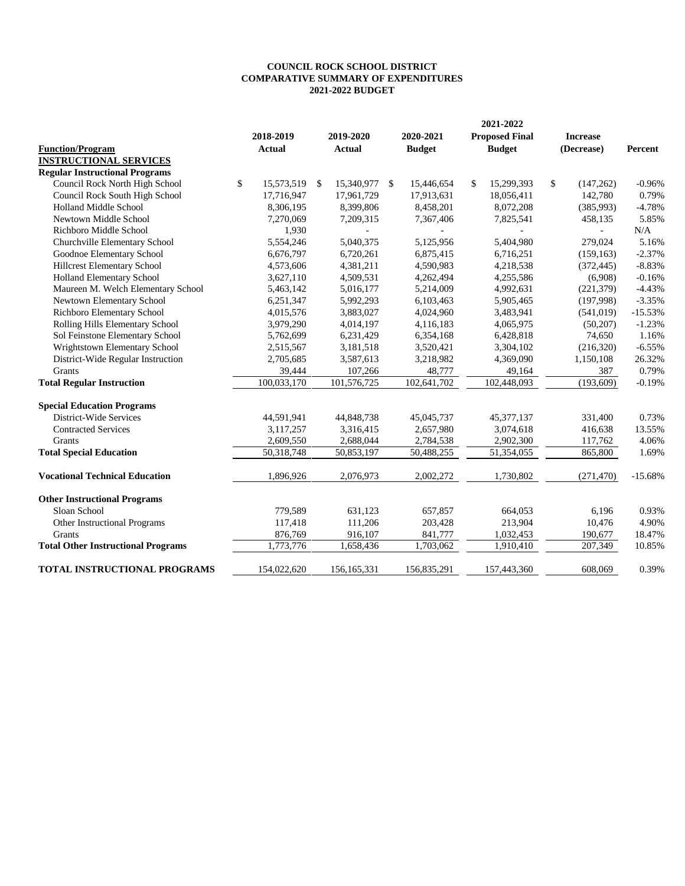**COUNCIL ROCK SCHOOL DISTRICT**
**COMPARATIVE SUMMARY OF EXPENDITURES**
**2021-2022 BUDGET**

| Function/Program | 2018-2019 Actual | 2019-2020 Actual | 2020-2021 Budget | 2021-2022 Proposed Final Budget | Increase (Decrease) | Percent |
|---|---|---|---|---|---|---|
| **INSTRUCTIONAL SERVICES** | | | | | | |
| **Regular Instructional Programs** | | | | | | |
| Council Rock North High School | $ 15,573,519 | $ 15,340,977 | $ 15,446,654 | $ 15,299,393 | $ (147,262) | -0.96% |
| Council Rock South High School | 17,716,947 | 17,961,729 | 17,913,631 | 18,056,411 | 142,780 | 0.79% |
| Holland Middle School | 8,306,195 | 8,399,806 | 8,458,201 | 8,072,208 | (385,993) | -4.78% |
| Newtown Middle School | 7,270,069 | 7,209,315 | 7,367,406 | 7,825,541 | 458,135 | 5.85% |
| Richboro Middle School | 1,930 | - | - | - | - | N/A |
| Churchville Elementary School | 5,554,246 | 5,040,375 | 5,125,956 | 5,404,980 | 279,024 | 5.16% |
| Goodnoe Elementary School | 6,676,797 | 6,720,261 | 6,875,415 | 6,716,251 | (159,163) | -2.37% |
| Hillcrest Elementary School | 4,573,606 | 4,381,211 | 4,590,983 | 4,218,538 | (372,445) | -8.83% |
| Holland Elementary School | 3,627,110 | 4,509,531 | 4,262,494 | 4,255,586 | (6,908) | -0.16% |
| Maureen M. Welch Elementary School | 5,463,142 | 5,016,177 | 5,214,009 | 4,992,631 | (221,379) | -4.43% |
| Newtown Elementary School | 6,251,347 | 5,992,293 | 6,103,463 | 5,905,465 | (197,998) | -3.35% |
| Richboro Elementary School | 4,015,576 | 3,883,027 | 4,024,960 | 3,483,941 | (541,019) | -15.53% |
| Rolling Hills Elementary School | 3,979,290 | 4,014,197 | 4,116,183 | 4,065,975 | (50,207) | -1.23% |
| Sol Feinstone Elementary School | 5,762,699 | 6,231,429 | 6,354,168 | 6,428,818 | 74,650 | 1.16% |
| Wrightstown Elementary School | 2,515,567 | 3,181,518 | 3,520,421 | 3,304,102 | (216,320) | -6.55% |
| District-Wide Regular Instruction | 2,705,685 | 3,587,613 | 3,218,982 | 4,369,090 | 1,150,108 | 26.32% |
| Grants | 39,444 | 107,266 | 48,777 | 49,164 | 387 | 0.79% |
| **Total Regular Instruction** | 100,033,170 | 101,576,725 | 102,641,702 | 102,448,093 | (193,609) | -0.19% |
| **Special Education Programs** | | | | | | |
| District-Wide Services | 44,591,941 | 44,848,738 | 45,045,737 | 45,377,137 | 331,400 | 0.73% |
| Contracted Services | 3,117,257 | 3,316,415 | 2,657,980 | 3,074,618 | 416,638 | 13.55% |
| Grants | 2,609,550 | 2,688,044 | 2,784,538 | 2,902,300 | 117,762 | 4.06% |
| **Total Special Education** | 50,318,748 | 50,853,197 | 50,488,255 | 51,354,055 | 865,800 | 1.69% |
| **Vocational Technical Education** | 1,896,926 | 2,076,973 | 2,002,272 | 1,730,802 | (271,470) | -15.68% |
| **Other Instructional Programs** | | | | | | |
| Sloan School | 779,589 | 631,123 | 657,857 | 664,053 | 6,196 | 0.93% |
| Other Instructional Programs | 117,418 | 111,206 | 203,428 | 213,904 | 10,476 | 4.90% |
| Grants | 876,769 | 916,107 | 841,777 | 1,032,453 | 190,677 | 18.47% |
| **Total Other Instructional Programs** | 1,773,776 | 1,658,436 | 1,703,062 | 1,910,410 | 207,349 | 10.85% |
| **TOTAL INSTRUCTIONAL PROGRAMS** | 154,022,620 | 156,165,331 | 156,835,291 | 157,443,360 | 608,069 | 0.39% |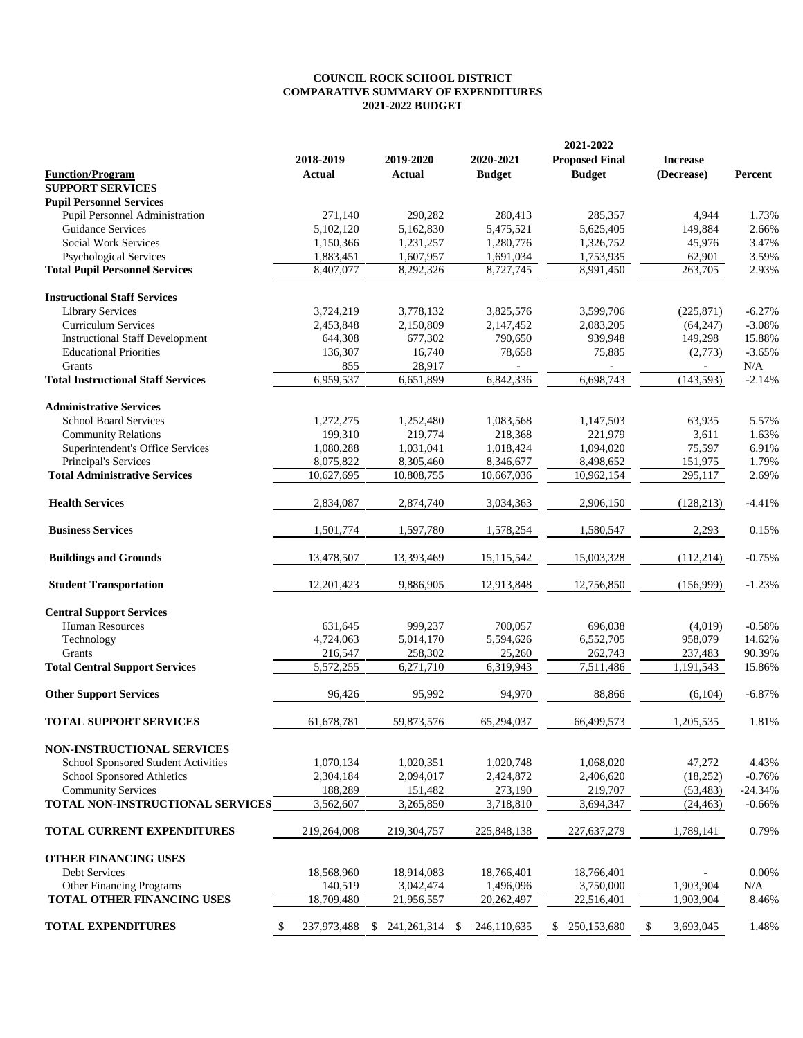**COUNCIL ROCK SCHOOL DISTRICT**
**COMPARATIVE SUMMARY OF EXPENDITURES**
**2021-2022 BUDGET**

| Function/Program | 2018-2019 Actual | 2019-2020 Actual | 2020-2021 Budget | 2021-2022 Proposed Final Budget | Increase (Decrease) | Percent |
|---|---|---|---|---|---|---|
| **SUPPORT SERVICES** | | | | | | |
| **Pupil Personnel Services** | | | | | | |
| Pupil Personnel Administration | 271,140 | 290,282 | 280,413 | 285,357 | 4,944 | 1.73% |
| Guidance Services | 5,102,120 | 5,162,830 | 5,475,521 | 5,625,405 | 149,884 | 2.66% |
| Social Work Services | 1,150,366 | 1,231,257 | 1,280,776 | 1,326,752 | 45,976 | 3.47% |
| Psychological Services | 1,883,451 | 1,607,957 | 1,691,034 | 1,753,935 | 62,901 | 3.59% |
| **Total Pupil Personnel Services** | 8,407,077 | 8,292,326 | 8,727,745 | 8,991,450 | 263,705 | 2.93% |
| **Instructional Staff Services** | | | | | | |
| Library Services | 3,724,219 | 3,778,132 | 3,825,576 | 3,599,706 | (225,871) | -6.27% |
| Curriculum Services | 2,453,848 | 2,150,809 | 2,147,452 | 2,083,205 | (64,247) | -3.08% |
| Instructional Staff Development | 644,308 | 677,302 | 790,650 | 939,948 | 149,298 | 15.88% |
| Educational Priorities | 136,307 | 16,740 | 78,658 | 75,885 | (2,773) | -3.65% |
| Grants | 855 | 28,917 | - | - | - | N/A |
| **Total Instructional Staff Services** | 6,959,537 | 6,651,899 | 6,842,336 | 6,698,743 | (143,593) | -2.14% |
| **Administrative Services** | | | | | | |
| School Board Services | 1,272,275 | 1,252,480 | 1,083,568 | 1,147,503 | 63,935 | 5.57% |
| Community Relations | 199,310 | 219,774 | 218,368 | 221,979 | 3,611 | 1.63% |
| Superintendent's Office Services | 1,080,288 | 1,031,041 | 1,018,424 | 1,094,020 | 75,597 | 6.91% |
| Principal's Services | 8,075,822 | 8,305,460 | 8,346,677 | 8,498,652 | 151,975 | 1.79% |
| **Total Administrative Services** | 10,627,695 | 10,808,755 | 10,667,036 | 10,962,154 | 295,117 | 2.69% |
| **Health Services** | 2,834,087 | 2,874,740 | 3,034,363 | 2,906,150 | (128,213) | -4.41% |
| **Business Services** | 1,501,774 | 1,597,780 | 1,578,254 | 1,580,547 | 2,293 | 0.15% |
| **Buildings and Grounds** | 13,478,507 | 13,393,469 | 15,115,542 | 15,003,328 | (112,214) | -0.75% |
| **Student Transportation** | 12,201,423 | 9,886,905 | 12,913,848 | 12,756,850 | (156,999) | -1.23% |
| **Central Support Services** | | | | | | |
| Human Resources | 631,645 | 999,237 | 700,057 | 696,038 | (4,019) | -0.58% |
| Technology | 4,724,063 | 5,014,170 | 5,594,626 | 6,552,705 | 958,079 | 14.62% |
| Grants | 216,547 | 258,302 | 25,260 | 262,743 | 237,483 | 90.39% |
| **Total Central Support Services** | 5,572,255 | 6,271,710 | 6,319,943 | 7,511,486 | 1,191,543 | 15.86% |
| **Other Support Services** | 96,426 | 95,992 | 94,970 | 88,866 | (6,104) | -6.87% |
| **TOTAL SUPPORT SERVICES** | 61,678,781 | 59,873,576 | 65,294,037 | 66,499,573 | 1,205,535 | 1.81% |
| **NON-INSTRUCTIONAL SERVICES** | | | | | | |
| School Sponsored Student Activities | 1,070,134 | 1,020,351 | 1,020,748 | 1,068,020 | 47,272 | 4.43% |
| School Sponsored Athletics | 2,304,184 | 2,094,017 | 2,424,872 | 2,406,620 | (18,252) | -0.76% |
| Community Services | 188,289 | 151,482 | 273,190 | 219,707 | (53,483) | -24.34% |
| **TOTAL NON-INSTRUCTIONAL SERVICES** | 3,562,607 | 3,265,850 | 3,718,810 | 3,694,347 | (24,463) | -0.66% |
| **TOTAL CURRENT EXPENDITURES** | 219,264,008 | 219,304,757 | 225,848,138 | 227,637,279 | 1,789,141 | 0.79% |
| **OTHER FINANCING USES** | | | | | | |
| Debt Services | 18,568,960 | 18,914,083 | 18,766,401 | 18,766,401 | - | 0.00% |
| Other Financing Programs | 140,519 | 3,042,474 | 1,496,096 | 3,750,000 | 1,903,904 | N/A |
| **TOTAL OTHER FINANCING USES** | 18,709,480 | 21,956,557 | 20,262,497 | 22,516,401 | 1,903,904 | 8.46% |
| **TOTAL EXPENDITURES** | $ 237,973,488 | $ 241,261,314 | $ 246,110,635 | $ 250,153,680 | $ 3,693,045 | 1.48% |